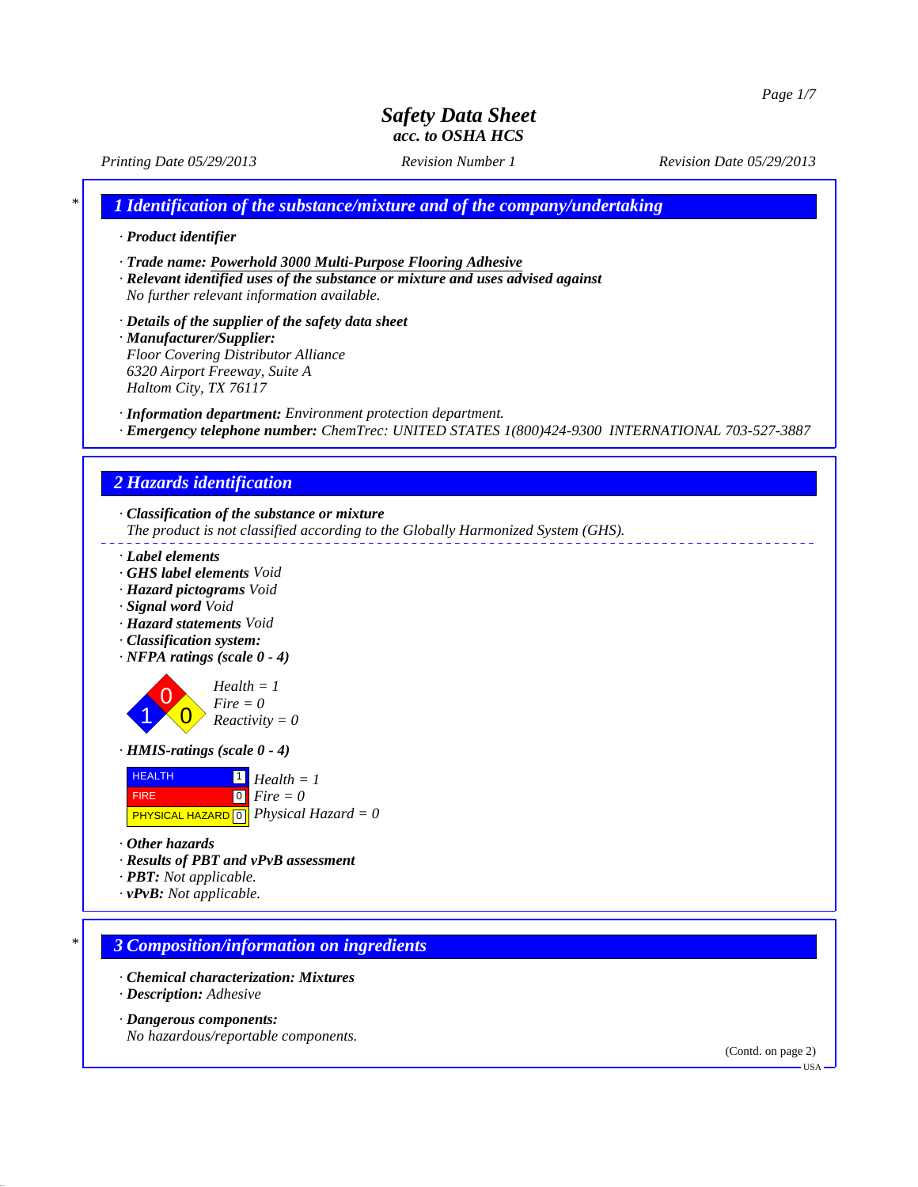# Safety Data Sheet
### acc. to OSHA HCS

*Printing Date 05/29/2013* *Revision Number 1* *Revision Date 05/29/2013*

## 1 Identification of the substance/mixture and of the company/undertaking

· **Product identifier**

· **Trade name:** **Powerhold 3000 Multi-Purpose Flooring Adhesive**

· **Relevant identified uses of the substance or mixture and uses advised against**
No further relevant information available.

· **Details of the supplier of the safety data sheet**

· **Manufacturer/Supplier:**
Floor Covering Distributor Alliance
6320 Airport Freeway, Suite A
Haltom City, TX 76117

· **Information department:** Environment protection department.

· **Emergency telephone number:** ChemTrec: UNITED STATES 1(800)424-9300 INTERNATIONAL 703-527-3887

## 2 Hazards identification

· **Classification of the substance or mixture**
The product is not classified according to the Globally Harmonized System (GHS).

· **Label elements**
· **GHS label elements** Void
· **Hazard pictograms** Void
· **Signal word** Void
· **Hazard statements** Void
· **Classification system:**
· **NFPA ratings (scale 0 - 4)**

0
1 0

Health = 1
Fire = 0
Reactivity = 0

· **HMIS-ratings (scale 0 - 4)**

| | | |
|---|---|---|
| HEALTH | 1 | Health = 1 |
| FIRE | 0 | Fire = 0 |
| PHYSICAL HAZARD | 0 | Physical Hazard = 0 |

· **Other hazards**
· **Results of PBT and vPvB assessment**
· **PBT:** Not applicable.
· **vPvB:** Not applicable.

## 3 Composition/information on ingredients

· **Chemical characterization: Mixtures**
· **Description:** Adhesive

· **Dangerous components:**
No hazardous/reportable components.

(Contd. on page 2)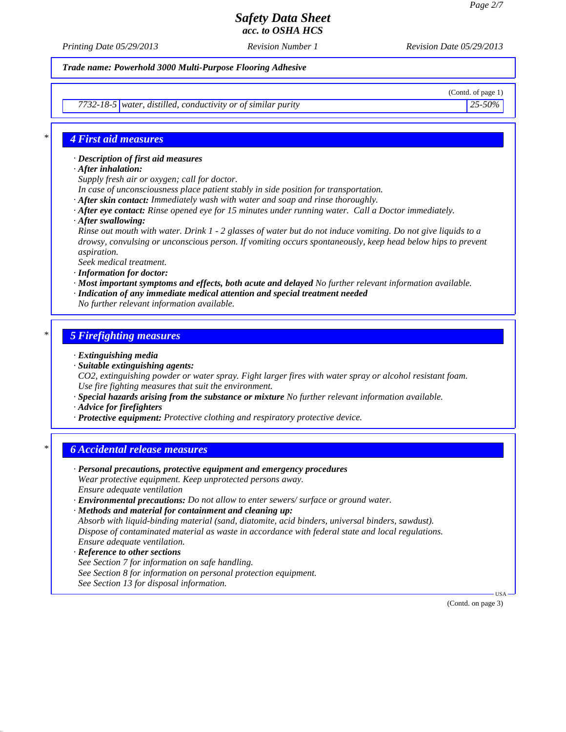**Trade name: Powerhold 3000 Multi-Purpose Flooring Adhesive**

(Contd. of page 1)

| | | |
|---|---|---|
| 7732-18-5 | water, distilled, conductivity or of similar purity | 25-50% |

## 4 First aid measures

· **Description of first aid measures**

· **After inhalation:**

Supply fresh air or oxygen; call for doctor.

In case of unconsciousness place patient stably in side position for transportation.

· **After skin contact:** Immediately wash with water and soap and rinse thoroughly.

· **After eye contact:** Rinse opened eye for 15 minutes under running water. Call a Doctor immediately.

· **After swallowing:**

Rinse out mouth with water. Drink 1 - 2 glasses of water but do not induce vomiting. Do not give liquids to a drowsy, convulsing or unconscious person. If vomiting occurs spontaneously, keep head below hips to prevent aspiration.

Seek medical treatment.

· **Information for doctor:**

· **Most important symptoms and effects, both acute and delayed** No further relevant information available.

· **Indication of any immediate medical attention and special treatment needed**

No further relevant information available.

## 5 Firefighting measures

· **Extinguishing media**

· **Suitable extinguishing agents:**

$CO_2$, extinguishing powder or water spray. Fight larger fires with water spray or alcohol resistant foam.

Use fire fighting measures that suit the environment.

· **Special hazards arising from the substance or mixture** No further relevant information available.

· **Advice for firefighters**

· **Protective equipment:** Protective clothing and respiratory protective device.

## 6 Accidental release measures

· **Personal precautions, protective equipment and emergency procedures**

Wear protective equipment. Keep unprotected persons away.

Ensure adequate ventilation

· **Environmental precautions:** Do not allow to enter sewers/ surface or ground water.

· **Methods and material for containment and cleaning up:**

Absorb with liquid-binding material (sand, diatomite, acid binders, universal binders, sawdust).

Dispose of contaminated material as waste in accordance with federal state and local regulations.

Ensure adequate ventilation.

· **Reference to other sections**

See Section 7 for information on safe handling.

See Section 8 for information on personal protection equipment.

See Section 13 for disposal information.

(Contd. on page 3)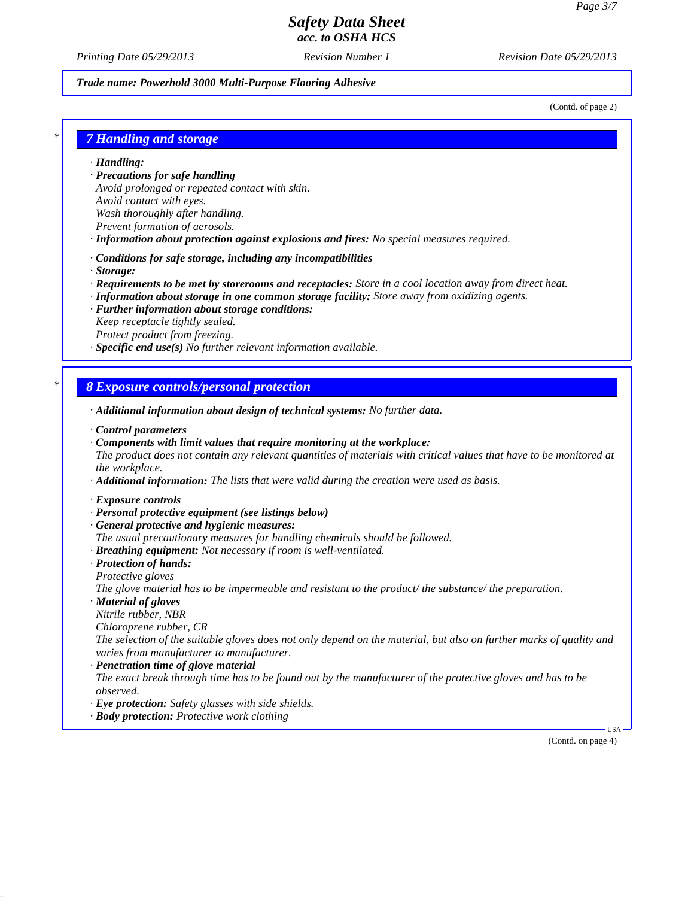*Safety Data Sheet*
*acc. to OSHA HCS*

*Printing Date 05/29/2013* *Revision Number 1* *Revision Date 05/29/2013*

***Trade name: Powerhold 3000 Multi-Purpose Flooring Adhesive***

(Contd. of page 2)

## 7 Handling and storage

· ***Handling:***
· ***Precautions for safe handling***
*Avoid prolonged or repeated contact with skin.*
*Avoid contact with eyes.*
*Wash thoroughly after handling.*
*Prevent formation of aerosols.*
· ***Information about protection against explosions and fires:*** *No special measures required.*

· ***Conditions for safe storage, including any incompatibilities***
· ***Storage:***
· ***Requirements to be met by storerooms and receptacles:*** *Store in a cool location away from direct heat.*
· ***Information about storage in one common storage facility:*** *Store away from oxidizing agents.*
· ***Further information about storage conditions:***
*Keep receptacle tightly sealed.*
*Protect product from freezing.*
· ***Specific end use(s)*** *No further relevant information available.*

## 8 Exposure controls/personal protection

· ***Additional information about design of technical systems:*** *No further data.*

· ***Control parameters***
· ***Components with limit values that require monitoring at the workplace:***
*The product does not contain any relevant quantities of materials with critical values that have to be monitored at the workplace.*
· ***Additional information:*** *The lists that were valid during the creation were used as basis.*

· ***Exposure controls***
· ***Personal protective equipment (see listings below)***
· ***General protective and hygienic measures:***
*The usual precautionary measures for handling chemicals should be followed.*
· ***Breathing equipment:*** *Not necessary if room is well-ventilated.*
· ***Protection of hands:***
*Protective gloves*
*The glove material has to be impermeable and resistant to the product/ the substance/ the preparation.*
· ***Material of gloves***
*Nitrile rubber, NBR*
*Chloroprene rubber, CR*
*The selection of the suitable gloves does not only depend on the material, but also on further marks of quality and varies from manufacturer to manufacturer.*
· ***Penetration time of glove material***
*The exact break through time has to be found out by the manufacturer of the protective gloves and has to be observed.*
· ***Eye protection:*** *Safety glasses with side shields.*
· ***Body protection:*** *Protective work clothing*

USA

(Contd. on page 4)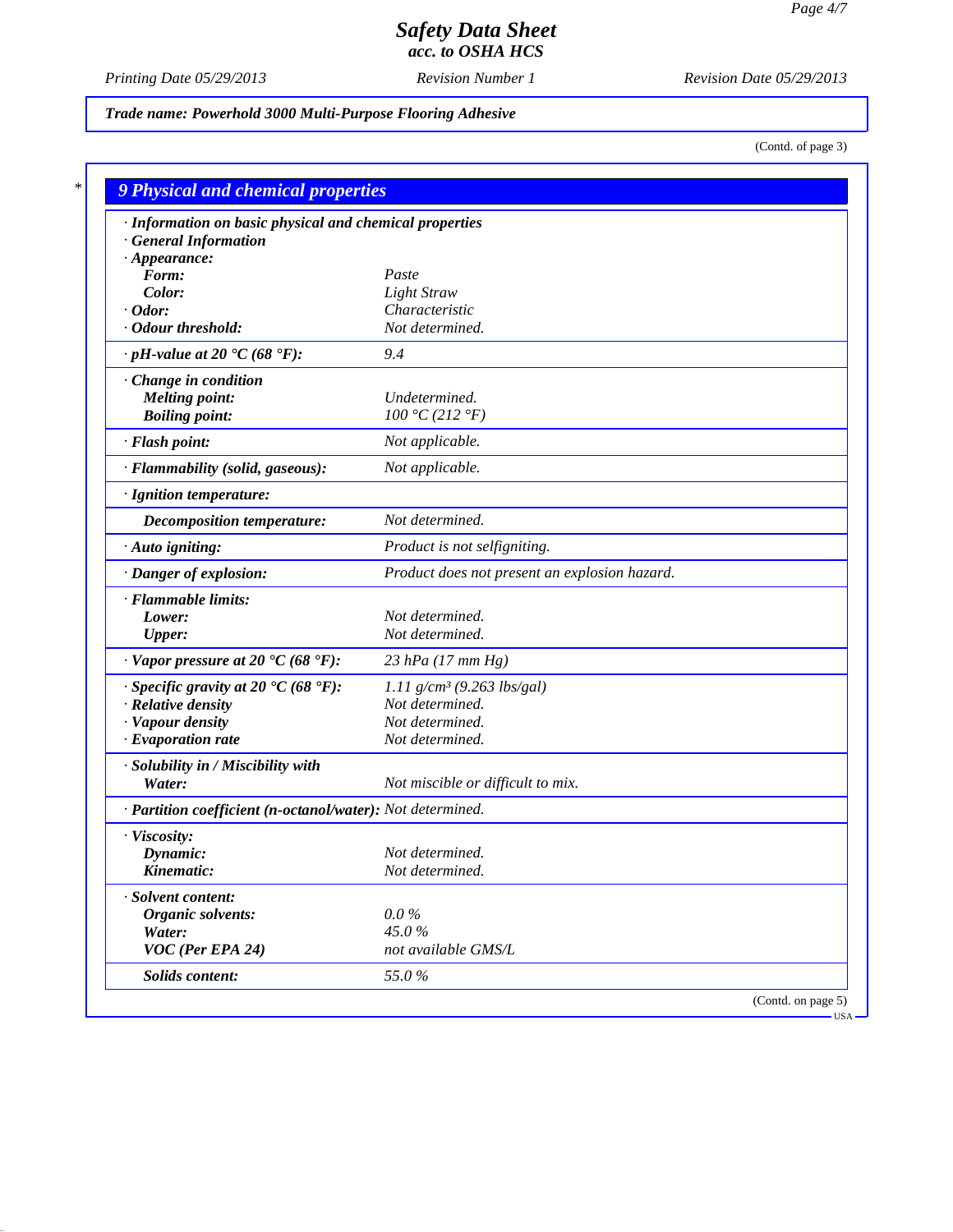Trade name: Powerhold 3000 Multi-Purpose Flooring Adhesive

(Contd. of page 3)

## 9 Physical and chemical properties

| | |
|---|---|
| · **Information on basic physical and chemical properties** | |
| · **General Information** | |
| · **Appearance:** | |
| **Form:** | Paste |
| **Color:** | Light Straw |
| · **Odor:** | Characteristic |
| · **Odour threshold:** | Not determined. |
| · **pH-value at 20 °C (68 °F):** | 9.4 |
| · **Change in condition** | |
| **Melting point:** | Undetermined. |
| **Boiling point:** | 100 °C (212 °F) |
| · **Flash point:** | Not applicable. |
| · **Flammability (solid, gaseous):** | Not applicable. |
| · **Ignition temperature:** | |
| **Decomposition temperature:** | Not determined. |
| · **Auto igniting:** | Product is not selfigniting. |
| · **Danger of explosion:** | Product does not present an explosion hazard. |
| · **Flammable limits:** | |
| **Lower:** | Not determined. |
| **Upper:** | Not determined. |
| · **Vapor pressure at 20 °C (68 °F):** | 23 hPa (17 mm Hg) |
| · **Specific gravity at 20 °C (68 °F):** | 1.11 g/cm³ (9.263 lbs/gal) |
| · **Relative density** | Not determined. |
| · **Vapour density** | Not determined. |
| · **Evaporation rate** | Not determined. |
| · **Solubility in / Miscibility with** | |
| **Water:** | Not miscible or difficult to mix. |
| · **Partition coefficient (n-octanol/water):** | Not determined. |
| · **Viscosity:** | |
| **Dynamic:** | Not determined. |
| **Kinematic:** | Not determined. |
| · **Solvent content:** | |
| **Organic solvents:** | 0.0 % |
| **Water:** | 45.0 % |
| **VOC (Per EPA 24)** | not available GMS/L |
| **Solids content:** | 55.0 % |

(Contd. on page 5)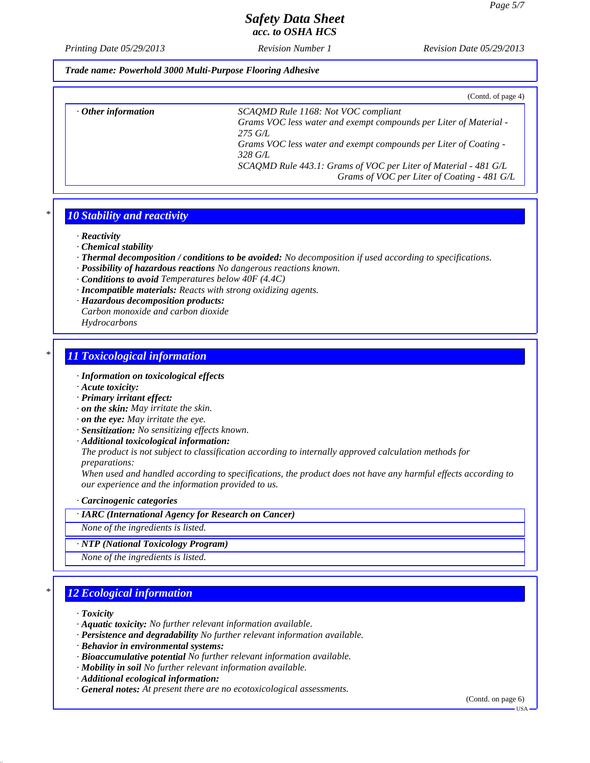*Trade name: Powerhold 3000 Multi-Purpose Flooring Adhesive*

(Contd. of page 4)

| | |
|---|---|
| · **Other information** | SCAQMD Rule 1168: Not VOC compliant<br>Grams VOC less water and exempt compounds per Liter of Material - 275 G/L<br>Grams VOC less water and exempt compounds per Liter of Coating - 328 G/L<br>SCAQMD Rule 443.1: Grams of VOC per Liter of Material - 481 G/L<br>Grams of VOC per Liter of Coating - 481 G/L |

## 10 Stability and reactivity

· **Reactivity**
· **Chemical stability**
· **Thermal decomposition / conditions to be avoided:** No decomposition if used according to specifications.
· **Possibility of hazardous reactions** No dangerous reactions known.
· **Conditions to avoid** Temperatures below 40F (4.4C)
· **Incompatible materials:** Reacts with strong oxidizing agents.
· **Hazardous decomposition products:**
Carbon monoxide and carbon dioxide
Hydrocarbons

## 11 Toxicological information

· **Information on toxicological effects**
· **Acute toxicity:**
· **Primary irritant effect:**
· **on the skin:** May irritate the skin.
· **on the eye:** May irritate the eye.
· **Sensitization:** No sensitizing effects known.
· **Additional toxicological information:**
The product is not subject to classification according to internally approved calculation methods for preparations:
When used and handled according to specifications, the product does not have any harmful effects according to our experience and the information provided to us.

· **Carcinogenic categories**

· **IARC (International Agency for Research on Cancer)**
None of the ingredients is listed.

· **NTP (National Toxicology Program)**
None of the ingredients is listed.

## 12 Ecological information

· **Toxicity**
· **Aquatic toxicity:** No further relevant information available.
· **Persistence and degradability** No further relevant information available.
· **Behavior in environmental systems:**
· **Bioaccumulative potential** No further relevant information available.
· **Mobility in soil** No further relevant information available.
· **Additional ecological information:**
· **General notes:** At present there are no ecotoxicological assessments.

(Contd. on page 6)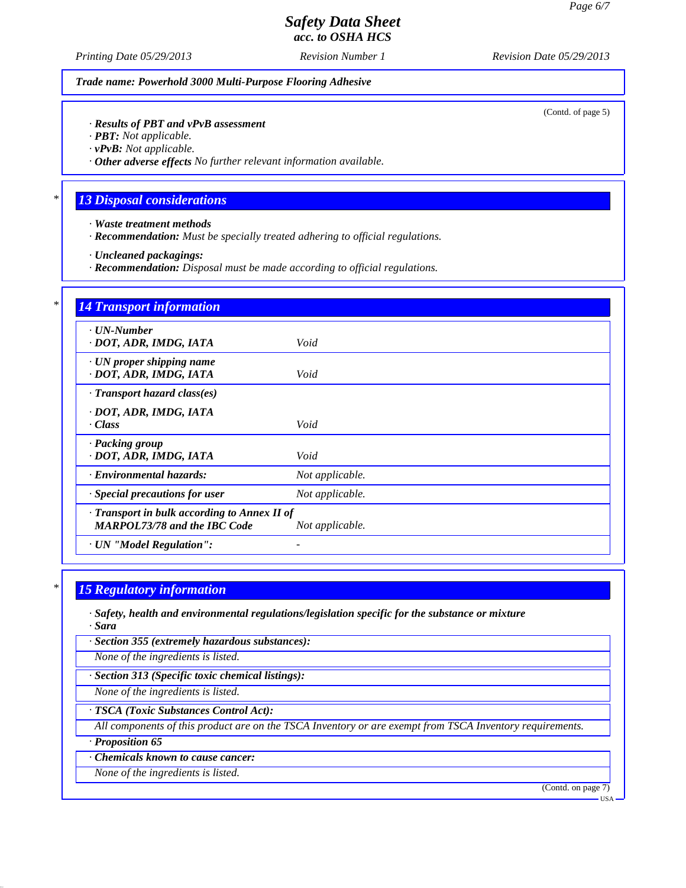(Contd. of page 5)

· **Results of PBT and vPvB assessment**
· **PBT:** Not applicable.
· **vPvB:** Not applicable.
· **Other adverse effects** No further relevant information available.

## 13 Disposal considerations

· **Waste treatment methods**
· **Recommendation:** Must be specially treated adhering to official regulations.

· **Uncleaned packagings:**
· **Recommendation:** Disposal must be made according to official regulations.

## 14 Transport information

| | |
|---|---|
| · **UN-Number**<br>· **DOT, ADR, IMDG, IATA** | Void |
| · **UN proper shipping name**<br>· **DOT, ADR, IMDG, IATA** | Void |
| · **Transport hazard class(es)**<br>· **DOT, ADR, IMDG, IATA**<br>· **Class** | Void |
| · **Packing group**<br>· **DOT, ADR, IMDG, IATA** | Void |
| · **Environmental hazards:** | Not applicable. |
| · **Special precautions for user** | Not applicable. |
| · **Transport in bulk according to Annex II of MARPOL73/78 and the IBC Code** | Not applicable. |
| · **UN "Model Regulation":** | - |

## 15 Regulatory information

· **Safety, health and environmental regulations/legislation specific for the substance or mixture**
· **Sara**

· **Section 355 (extremely hazardous substances):**
None of the ingredients is listed.

· **Section 313 (Specific toxic chemical listings):**
None of the ingredients is listed.

· **TSCA (Toxic Substances Control Act):**
All components of this product are on the TSCA Inventory or are exempt from TSCA Inventory requirements.

· **Proposition 65**

· **Chemicals known to cause cancer:**
None of the ingredients is listed.

(Contd. on page 7)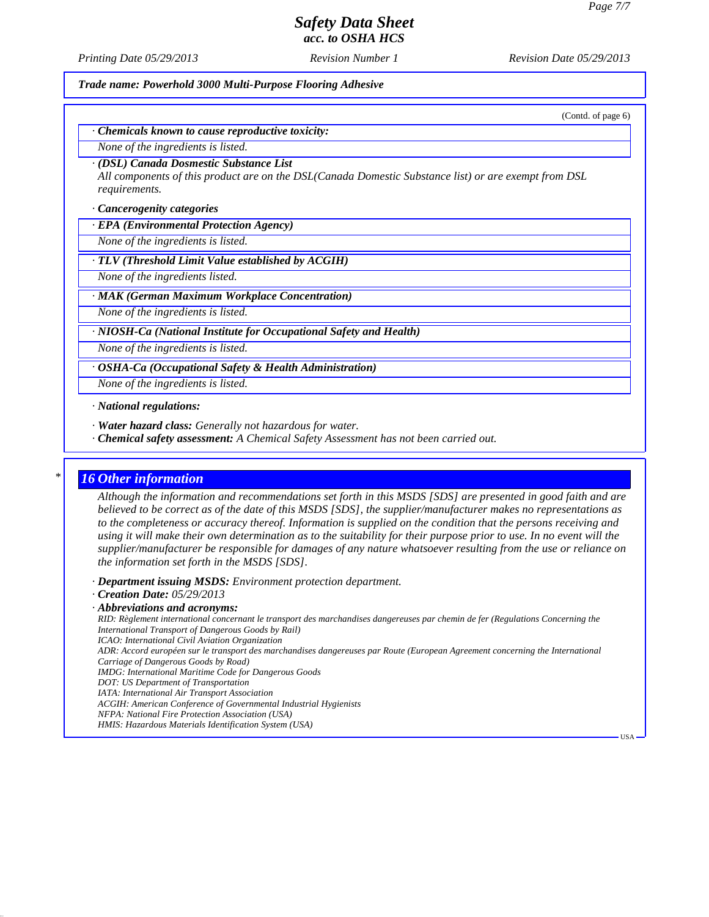*Trade name: Powerhold 3000 Multi-Purpose Flooring Adhesive*

(Contd. of page 6)

· ***Chemicals known to cause reproductive toxicity:***

*None of the ingredients is listed.*

· ***(DSL) Canada Dosmestic Substance List***

*All components of this product are on the DSL(Canada Domestic Substance list) or are exempt from DSL requirements.*

· ***Cancerogenity categories***

· ***EPA (Environmental Protection Agency)***

*None of the ingredients is listed.*

· ***TLV (Threshold Limit Value established by ACGIH)***

*None of the ingredients listed.*

· ***MAK (German Maximum Workplace Concentration)***

*None of the ingredients is listed.*

· ***NIOSH-Ca (National Institute for Occupational Safety and Health)***

*None of the ingredients is listed.*

· ***OSHA-Ca (Occupational Safety & Health Administration)***

*None of the ingredients is listed.*

· ***National regulations:***

· ***Water hazard class:*** *Generally not hazardous for water.*

· ***Chemical safety assessment:*** *A Chemical Safety Assessment has not been carried out.*

## * 16 Other information

*Although the information and recommendations set forth in this MSDS [SDS] are presented in good faith and are believed to be correct as of the date of this MSDS [SDS], the supplier/manufacturer makes no representations as to the completeness or accuracy thereof. Information is supplied on the condition that the persons receiving and using it will make their own determination as to the suitability for their purpose prior to use. In no event will the supplier/manufacturer be responsible for damages of any nature whatsoever resulting from the use or reliance on the information set forth in the MSDS [SDS].*

· ***Department issuing MSDS:*** *Environment protection department.*

· ***Creation Date:*** *05/29/2013*

· ***Abbreviations and acronyms:***

*RID: Règlement international concernant le transport des marchandises dangereuses par chemin de fer (Regulations Concerning the International Transport of Dangerous Goods by Rail)*
*ICAO: International Civil Aviation Organization*
*ADR: Accord européen sur le transport des marchandises dangereuses par Route (European Agreement concerning the International Carriage of Dangerous Goods by Road)*
*IMDG: International Maritime Code for Dangerous Goods*
*DOT: US Department of Transportation*
*IATA: International Air Transport Association*
*ACGIH: American Conference of Governmental Industrial Hygienists*
*NFPA: National Fire Protection Association (USA)*
*HMIS: Hazardous Materials Identification System (USA)*

USA